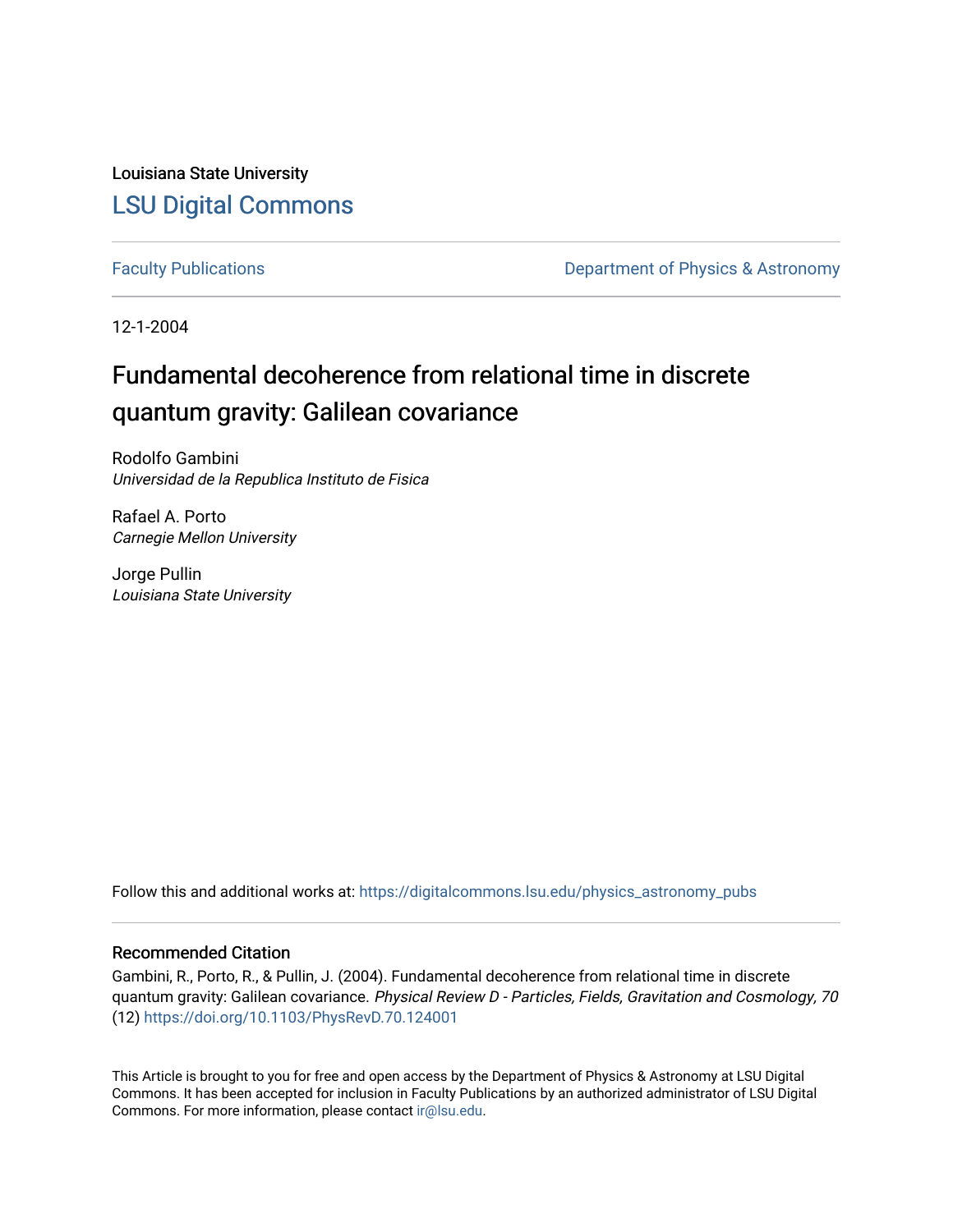Louisiana State University

# LSU Digital Commons

Faculty Publications

Department of Physics & Astronomy

12-1-2004

## Fundamental decoherence from relational time in discrete quantum gravity: Galilean covariance

Rodolfo Gambini
*Universidad de la Republica Instituto de Fisica*

Rafael A. Porto
*Carnegie Mellon University*

Jorge Pullin
*Louisiana State University*

Follow this and additional works at: https://digitalcommons.lsu.edu/physics_astronomy_pubs

### Recommended Citation

Gambini, R., Porto, R., & Pullin, J. (2004). Fundamental decoherence from relational time in discrete quantum gravity: Galilean covariance. *Physical Review D - Particles, Fields, Gravitation and Cosmology, 70* (12) https://doi.org/10.1103/PhysRevD.70.124001

This Article is brought to you for free and open access by the Department of Physics & Astronomy at LSU Digital Commons. It has been accepted for inclusion in Faculty Publications by an authorized administrator of LSU Digital Commons. For more information, please contact ir@lsu.edu.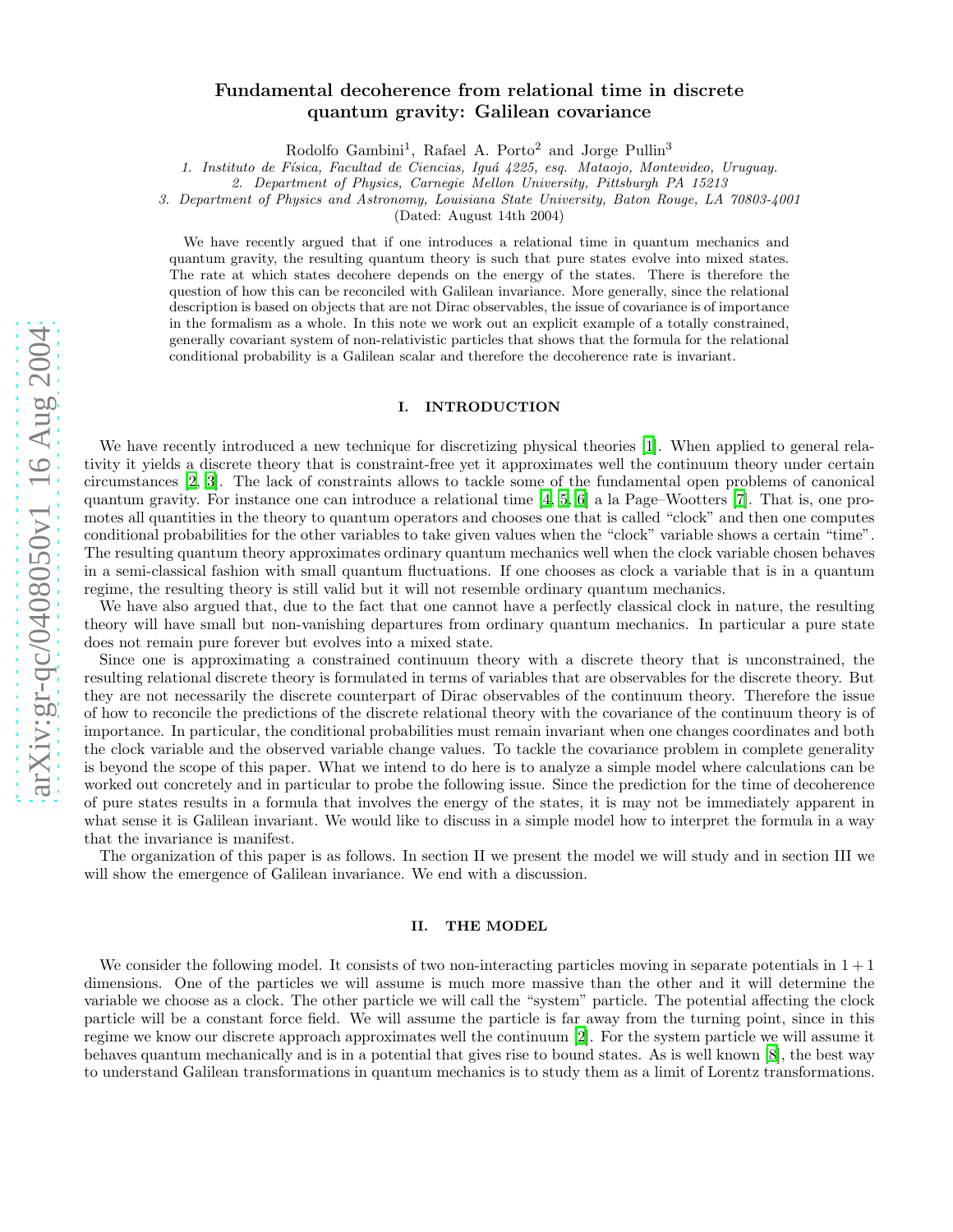# Fundamental decoherence from relational time in discrete quantum gravity: Galilean covariance

Rodolfo Gambini[1], Rafael A. Porto[2] and Jorge Pullin[3]

*1. Instituto de Física, Facultad de Ciencias, Iguá 4225, esq. Mataojo, Montevideo, Uruguay.*
*2. Department of Physics, Carnegie Mellon University, Pittsburgh PA 15213*
*3. Department of Physics and Astronomy, Louisiana State University, Baton Rouge, LA 70803-4001*
(Dated: August 14th 2004)

We have recently argued that if one introduces a relational time in quantum mechanics and quantum gravity, the resulting quantum theory is such that pure states evolve into mixed states. The rate at which states decohere depends on the energy of the states. There is therefore the question of how this can be reconciled with Galilean invariance. More generally, since the relational description is based on objects that are not Dirac observables, the issue of covariance is of importance in the formalism as a whole. In this note we work out an explicit example of a totally constrained, generally covariant system of non-relativistic particles that shows that the formula for the relational conditional probability is a Galilean scalar and therefore the decoherence rate is invariant.

## I. INTRODUCTION

We have recently introduced a new technique for discretizing physical theories [1]. When applied to general relativity it yields a discrete theory that is constraint-free yet it approximates well the continuum theory under certain circumstances [2, 3]. The lack of constraints allows to tackle some of the fundamental open problems of canonical quantum gravity. For instance one can introduce a relational time [4, 5, 6] a la Page–Wootters [7]. That is, one promotes all quantities in the theory to quantum operators and chooses one that is called "clock" and then one computes conditional probabilities for the other variables to take given values when the "clock" variable shows a certain "time". The resulting quantum theory approximates ordinary quantum mechanics well when the clock variable chosen behaves in a semi-classical fashion with small quantum fluctuations. If one chooses as clock a variable that is in a quantum regime, the resulting theory is still valid but it will not resemble ordinary quantum mechanics.

We have also argued that, due to the fact that one cannot have a perfectly classical clock in nature, the resulting theory will have small but non-vanishing departures from ordinary quantum mechanics. In particular a pure state does not remain pure forever but evolves into a mixed state.

Since one is approximating a constrained continuum theory with a discrete theory that is unconstrained, the resulting relational discrete theory is formulated in terms of variables that are observables for the discrete theory. But they are not necessarily the discrete counterpart of Dirac observables of the continuum theory. Therefore the issue of how to reconcile the predictions of the discrete relational theory with the covariance of the continuum theory is of importance. In particular, the conditional probabilities must remain invariant when one changes coordinates and both the clock variable and the observed variable change values. To tackle the covariance problem in complete generality is beyond the scope of this paper. What we intend to do here is to analyze a simple model where calculations can be worked out concretely and in particular to probe the following issue. Since the prediction for the time of decoherence of pure states results in a formula that involves the energy of the states, it is may not be immediately apparent in what sense it is Galilean invariant. We would like to discuss in a simple model how to interpret the formula in a way that the invariance is manifest.

The organization of this paper is as follows. In section II we present the model we will study and in section III we will show the emergence of Galilean invariance. We end with a discussion.

## II. THE MODEL

We consider the following model. It consists of two non-interacting particles moving in separate potentials in $1+1$ dimensions. One of the particles we will assume is much more massive than the other and it will determine the variable we choose as a clock. The other particle we will call the "system" particle. The potential affecting the clock particle will be a constant force field. We will assume the particle is far away from the turning point, since in this regime we know our discrete approach approximates well the continuum [2]. For the system particle we will assume it behaves quantum mechanically and is in a potential that gives rise to bound states. As is well known [8], the best way to understand Galilean transformations in quantum mechanics is to study them as a limit of Lorentz transformations.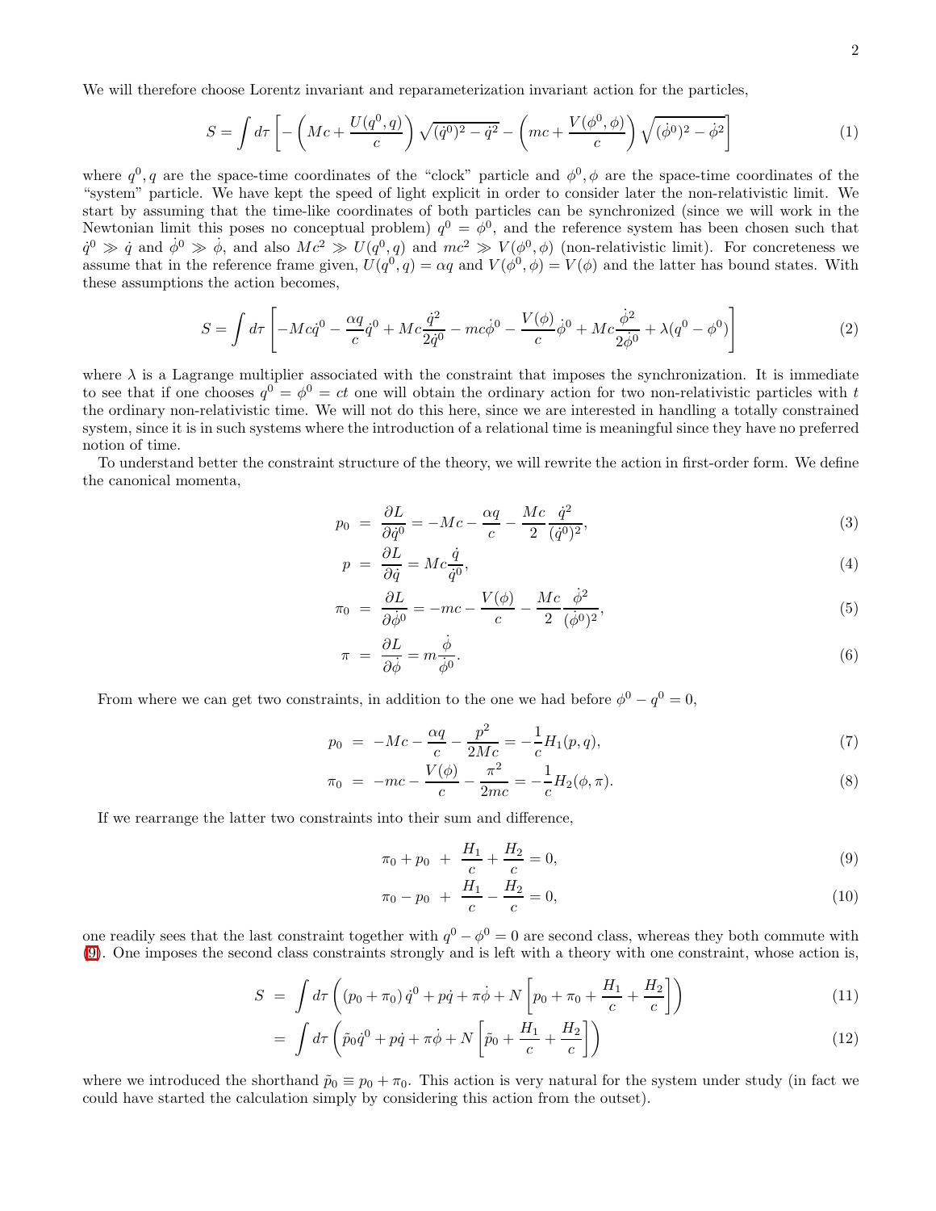We will therefore choose Lorentz invariant and reparameterization invariant action for the particles,

$$S = \int d\tau \left[ -\left( Mc + \frac{U(q^0, q)}{c} \right) \sqrt{(\dot{q}^0)^2 - \dot{q}^2} - \left( mc + \frac{V(\phi^0, \phi)}{c} \right) \sqrt{(\dot{\phi}^0)^2 - \dot{\phi}^2} \right] \tag{1}$$

where $q^0, q$ are the space-time coordinates of the "clock" particle and $\phi^0, \phi$ are the space-time coordinates of the "system" particle. We have kept the speed of light explicit in order to consider later the non-relativistic limit. We start by assuming that the time-like coordinates of both particles can be synchronized (since we will work in the Newtonian limit this poses no conceptual problem) $q^0 = \phi^0$, and the reference system has been chosen such that $\dot{q}^0 \gg \dot{q}$ and $\dot{\phi}^0 \gg \dot{\phi}$, and also $Mc^2 \gg U(q^0, q)$ and $mc^2 \gg V(\phi^0, \phi)$ (non-relativistic limit). For concreteness we assume that in the reference frame given, $U(q^0, q) = \alpha q$ and $V(\phi^0, \phi) = V(\phi)$ and the latter has bound states. With these assumptions the action becomes,

$$S = \int d\tau \left[ -Mc\dot{q}^0 - \frac{\alpha q}{c}\dot{q}^0 + Mc\frac{\dot{q}^2}{2\dot{q}^0} - mc\dot{\phi}^0 - \frac{V(\phi)}{c}\dot{\phi}^0 + Mc\frac{\dot{\phi}^2}{2\dot{\phi}^0} + \lambda(q^0 - \phi^0) \right] \tag{2}$$

where $\lambda$ is a Lagrange multiplier associated with the constraint that imposes the synchronization. It is immediate to see that if one chooses $q^0 = \phi^0 = ct$ one will obtain the ordinary action for two non-relativistic particles with $t$ the ordinary non-relativistic time. We will not do this here, since we are interested in handling a totally constrained system, since it is in such systems where the introduction of a relational time is meaningful since they have no preferred notion of time.

To understand better the constraint structure of the theory, we will rewrite the action in first-order form. We define the canonical momenta,

$$p_0 = \frac{\partial L}{\partial \dot{q}^0} = -Mc - \frac{\alpha q}{c} - \frac{Mc}{2}\frac{\dot{q}^2}{(\dot{q}^0)^2}, \tag{3}$$

$$p = \frac{\partial L}{\partial \dot{q}} = Mc\frac{\dot{q}}{\dot{q}^0}, \tag{4}$$

$$\pi_0 = \frac{\partial L}{\partial \dot{\phi}^0} = -mc - \frac{V(\phi)}{c} - \frac{Mc}{2}\frac{\dot{\phi}^2}{(\dot{\phi}^0)^2}, \tag{5}$$

$$\pi = \frac{\partial L}{\partial \dot{\phi}} = m\frac{\dot{\phi}}{\dot{\phi}^0}. \tag{6}$$

From where we can get two constraints, in addition to the one we had before $\phi^0 - q^0 = 0$,

$$p_0 = -Mc - \frac{\alpha q}{c} - \frac{p^2}{2Mc} = -\frac{1}{c}H_1(p, q), \tag{7}$$

$$\pi_0 = -mc - \frac{V(\phi)}{c} - \frac{\pi^2}{2mc} = -\frac{1}{c}H_2(\phi, \pi). \tag{8}$$

If we rearrange the latter two constraints into their sum and difference,

$$\pi_0 + p_0 + \frac{H_1}{c} + \frac{H_2}{c} = 0, \tag{9}$$

$$\pi_0 - p_0 + \frac{H_1}{c} - \frac{H_2}{c} = 0, \tag{10}$$

one readily sees that the last constraint together with $q^0 - \phi^0 = 0$ are second class, whereas they both commute with (9). One imposes the second class constraints strongly and is left with a theory with one constraint, whose action is,

$$S = \int d\tau \left( (p_0 + \pi_0)\dot{q}^0 + p\dot{q} + \pi\dot{\phi} + N\left[ p_0 + \pi_0 + \frac{H_1}{c} + \frac{H_2}{c} \right] \right) \tag{11}$$

$$= \int d\tau \left( \tilde{p}_0\dot{q}^0 + p\dot{q} + \pi\dot{\phi} + N\left[ \tilde{p}_0 + \frac{H_1}{c} + \frac{H_2}{c} \right] \right) \tag{12}$$

where we introduced the shorthand $\tilde{p}_0 \equiv p_0 + \pi_0$. This action is very natural for the system under study (in fact we could have started the calculation simply by considering this action from the outset).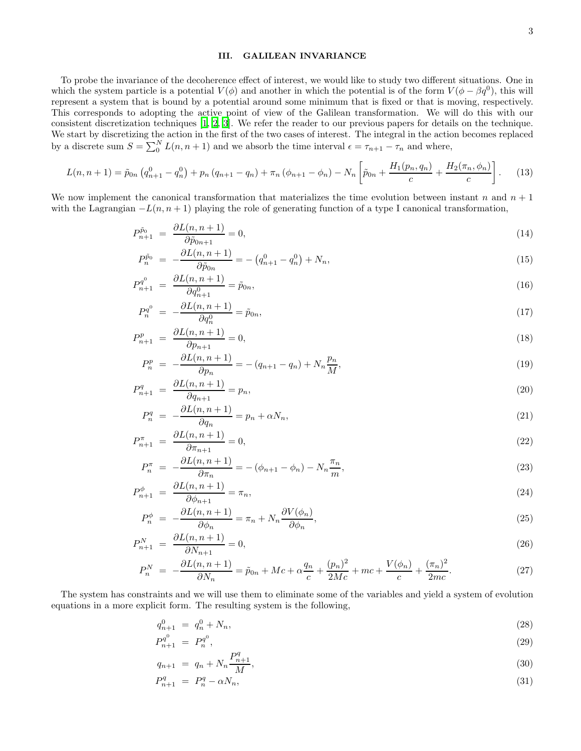## III. GALILEAN INVARIANCE

To probe the invariance of the decoherence effect of interest, we would like to study two different situations. One in which the system particle is a potential $V(\phi)$ and another in which the potential is of the form $V(\phi - \beta q^0)$, this will represent a system that is bound by a potential around some minimum that is fixed or that is moving, respectively. This corresponds to adopting the active point of view of the Galilean transformation. We will do this with our consistent discretization techniques [1, 2, 3]. We refer the reader to our previous papers for details on the technique. We start by discretizing the action in the first of the two cases of interest. The integral in the action becomes replaced by a discrete sum $S = \sum_0^N L(n, n+1)$ and we absorb the time interval $\epsilon = \tau_{n+1} - \tau_n$ and where,

$$L(n, n+1) = \tilde{p}_{0n}\left(q^0_{n+1} - q^0_n\right) + p_n\left(q_{n+1} - q_n\right) + \pi_n\left(\phi_{n+1} - \phi_n\right) - N_n\left[\tilde{p}_{0n} + \frac{H_1(p_n, q_n)}{c} + \frac{H_2(\pi_n, \phi_n)}{c}\right]. \quad (13)$$

We now implement the canonical transformation that materializes the time evolution between instant $n$ and $n+1$ with the Lagrangian $-L(n, n+1)$ playing the role of generating function of a type I canonical transformation,

$$P^{\tilde{p}_0}_{n+1} = \frac{\partial L(n, n+1)}{\partial \tilde{p}_{0n+1}} = 0, \quad (14)$$

$$P^{\tilde{p}_0}_{n} = -\frac{\partial L(n, n+1)}{\partial \tilde{p}_{0n}} = -\left(q^0_{n+1} - q^0_n\right) + N_n, \quad (15)$$

$$P^{q^0}_{n+1} = \frac{\partial L(n, n+1)}{\partial q^0_{n+1}} = \tilde{p}_{0n}, \quad (16)$$

$$P^{q^0}_{n} = -\frac{\partial L(n, n+1)}{\partial q^0_{n}} = \tilde{p}_{0n}, \quad (17)$$

$$P^{p}_{n+1} = \frac{\partial L(n, n+1)}{\partial p_{n+1}} = 0, \quad (18)$$

$$P^{p}_{n} = -\frac{\partial L(n, n+1)}{\partial p_{n}} = -\left(q_{n+1} - q_n\right) + N_n\frac{p_n}{M}, \quad (19)$$

$$P^{q}_{n+1} = \frac{\partial L(n, n+1)}{\partial q_{n+1}} = p_n, \quad (20)$$

$$P^{q}_{n} = -\frac{\partial L(n, n+1)}{\partial q_{n}} = p_n + \alpha N_n, \quad (21)$$

$$P^{\pi}_{n+1} = \frac{\partial L(n, n+1)}{\partial \pi_{n+1}} = 0, \quad (22)$$

$$P^{\pi}_{n} = -\frac{\partial L(n, n+1)}{\partial \pi_{n}} = -\left(\phi_{n+1} - \phi_n\right) - N_n\frac{\pi_n}{m}, \quad (23)$$

$$P^{\phi}_{n+1} = \frac{\partial L(n, n+1)}{\partial \phi_{n+1}} = \pi_n, \quad (24)$$

$$P^{\phi}_{n} = -\frac{\partial L(n, n+1)}{\partial \phi_{n}} = \pi_n + N_n\frac{\partial V(\phi_n)}{\partial \phi_n}, \quad (25)$$

$$P^{N}_{n+1} = \frac{\partial L(n, n+1)}{\partial N_{n+1}} = 0, \quad (26)$$

$$P^{N}_{n} = -\frac{\partial L(n, n+1)}{\partial N_{n}} = \tilde{p}_{0n} + Mc + \alpha\frac{q_n}{c} + \frac{(p_n)^2}{2Mc} + mc + \frac{V(\phi_n)}{c} + \frac{(\pi_n)^2}{2mc}. \quad (27)$$

The system has constraints and we will use them to eliminate some of the variables and yield a system of evolution equations in a more explicit form. The resulting system is the following,

$$q^0_{n+1} = q^0_n + N_n, \quad (28)$$

$$P^{q^0}_{n+1} = P^{q^0}_{n}, \quad (29)$$

$$q_{n+1} = q_n + N_n\frac{P^q_{n+1}}{M}, \quad (30)$$

$$P^q_{n+1} = P^q_n - \alpha N_n, \quad (31)$$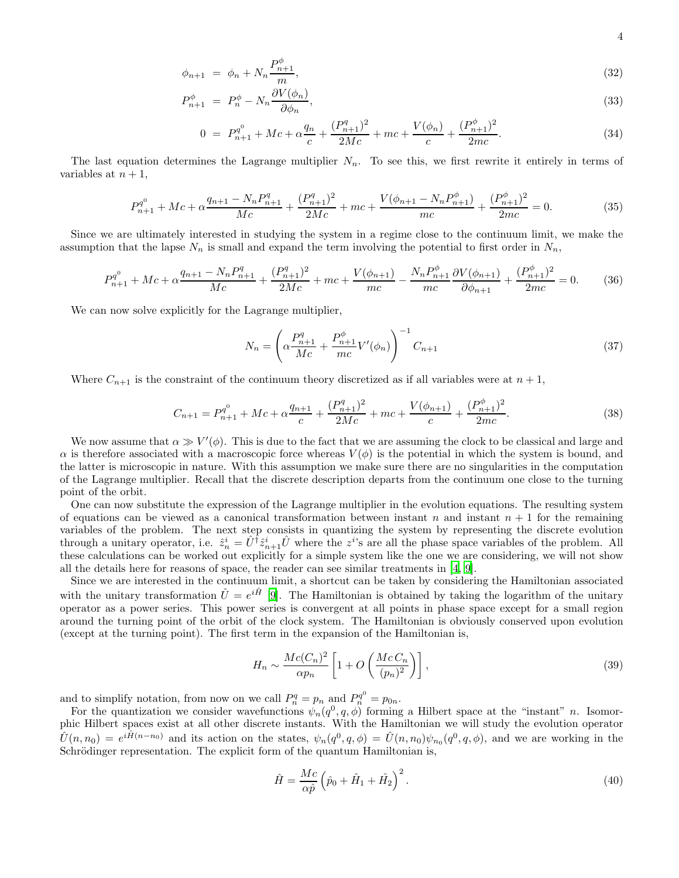$$\phi_{n+1} = \phi_n + N_n \frac{P^\phi_{n+1}}{m}, \tag{32}$$

$$P^\phi_{n+1} = P^\phi_n - N_n \frac{\partial V(\phi_n)}{\partial \phi_n}, \tag{33}$$

$$0 = P^{q^0}_{n+1} + Mc + \alpha \frac{q_n}{c} + \frac{(P^q_{n+1})^2}{2Mc} + mc + \frac{V(\phi_n)}{c} + \frac{(P^\phi_{n+1})^2}{2mc}. \tag{34}$$

The last equation determines the Lagrange multiplier $N_n$. To see this, we first rewrite it entirely in terms of variables at $n+1$,

$$P^{q^0}_{n+1} + Mc + \alpha \frac{q_{n+1} - N_n P^q_{n+1}}{Mc} + \frac{(P^q_{n+1})^2}{2Mc} + mc + \frac{V(\phi_{n+1} - N_n P^\phi_{n+1})}{mc} + \frac{(P^\phi_{n+1})^2}{2mc} = 0. \tag{35}$$

Since we are ultimately interested in studying the system in a regime close to the continuum limit, we make the assumption that the lapse $N_n$ is small and expand the term involving the potential to first order in $N_n$,

$$P^{q^0}_{n+1} + Mc + \alpha \frac{q_{n+1} - N_n P^q_{n+1}}{Mc} + \frac{(P^q_{n+1})^2}{2Mc} + mc + \frac{V(\phi_{n+1})}{mc} - \frac{N_n P^\phi_{n+1}}{mc} \frac{\partial V(\phi_{n+1})}{\partial \phi_{n+1}} + \frac{(P^\phi_{n+1})^2}{2mc} = 0. \tag{36}$$

We can now solve explicitly for the Lagrange multiplier,

$$N_n = \left( \alpha \frac{P^q_{n+1}}{Mc} + \frac{P^\phi_{n+1}}{mc} V'(\phi_n) \right)^{-1} C_{n+1} \tag{37}$$

Where $C_{n+1}$ is the constraint of the continuum theory discretized as if all variables were at $n+1$,

$$C_{n+1} = P^{q^0}_{n+1} + Mc + \alpha \frac{q_{n+1}}{c} + \frac{(P^q_{n+1})^2}{2Mc} + mc + \frac{V(\phi_{n+1})}{c} + \frac{(P^\phi_{n+1})^2}{2mc}. \tag{38}$$

We now assume that $\alpha \gg V'(\phi)$. This is due to the fact that we are assuming the clock to be classical and large and $\alpha$ is therefore associated with a macroscopic force whereas $V(\phi)$ is the potential in which the system is bound, and the latter is microscopic in nature. With this assumption we make sure there are no singularities in the computation of the Lagrange multiplier. Recall that the discrete description departs from the continuum one close to the turning point of the orbit.

One can now substitute the expression of the Lagrange multiplier in the evolution equations. The resulting system of equations can be viewed as a canonical transformation between instant $n$ and instant $n+1$ for the remaining variables of the problem. The next step consists in quantizing the system by representing the discrete evolution through a unitary operator, i.e. $\hat{z}^i_n = \hat{U}^\dagger \hat{z}^i_{n+1} \hat{U}$ where the $z^i$'s are all the phase space variables of the problem. All these calculations can be worked out explicitly for a simple system like the one we are considering, we will not show all the details here for reasons of space, the reader can see similar treatments in [4, 9].

Since we are interested in the continuum limit, a shortcut can be taken by considering the Hamiltonian associated with the unitary transformation $\hat{U} = e^{i\hat{H}}$ [9]. The Hamiltonian is obtained by taking the logarithm of the unitary operator as a power series. This power series is convergent at all points in phase space except for a small region around the turning point of the orbit of the clock system. The Hamiltonian is obviously conserved upon evolution (except at the turning point). The first term in the expansion of the Hamiltonian is,

$$H_n \sim \frac{Mc(C_n)^2}{\alpha p_n} \left[ 1 + O\left( \frac{Mc\, C_n}{(p_n)^2} \right) \right], \tag{39}$$

and to simplify notation, from now on we call $P^q_n = p_n$ and $P^{q^0}_n = p_{0n}$.

For the quantization we consider wavefunctions $\psi_n(q^0, q, \phi)$ forming a Hilbert space at the "instant" $n$. Isomorphic Hilbert spaces exist at all other discrete instants. With the Hamiltonian we will study the evolution operator $\hat{U}(n, n_0) = e^{i\hat{H}(n-n_0)}$ and its action on the states, $\psi_n(q^0, q, \phi) = \hat{U}(n, n_0)\psi_{n_0}(q^0, q, \phi)$, and we are working in the Schrödinger representation. The explicit form of the quantum Hamiltonian is,

$$\hat{H} = \frac{Mc}{\alpha \hat{p}} \left( \hat{p}_0 + \hat{H}_1 + \hat{H}_2 \right)^2. \tag{40}$$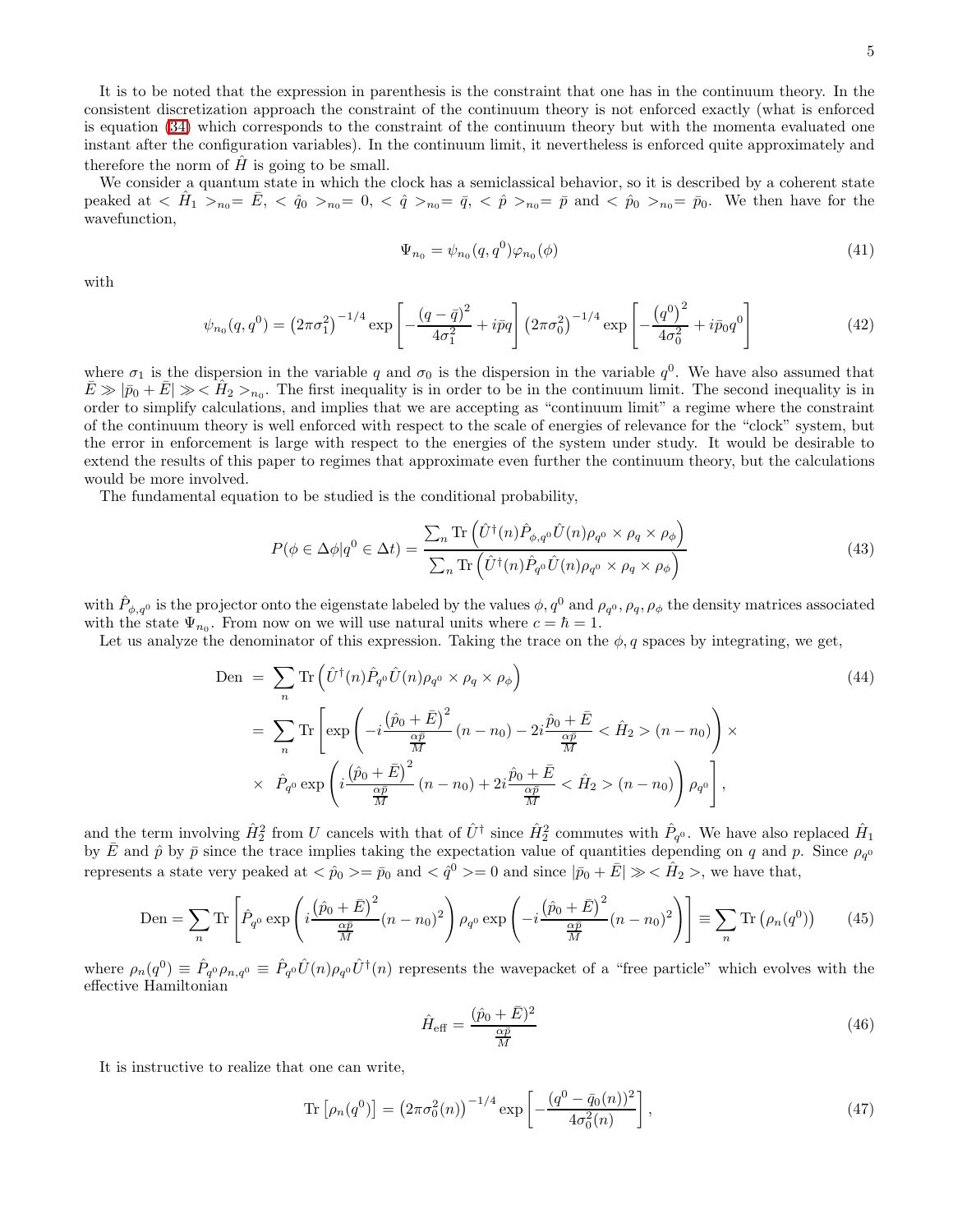It is to be noted that the expression in parenthesis is the constraint that one has in the continuum theory. In the consistent discretization approach the constraint of the continuum theory is not enforced exactly (what is enforced is equation (34) which corresponds to the constraint of the continuum theory but with the momenta evaluated one instant after the configuration variables). In the continuum limit, it nevertheless is enforced quite approximately and therefore the norm of $\hat{H}$ is going to be small.

We consider a quantum state in which the clock has a semiclassical behavior, so it is described by a coherent state peaked at $<\hat{H}_1>_{n_0}=\bar{E}$, $<\hat{q}_0>_{n_0}=0$, $<\hat{q}>_{n_0}=\bar{q}$, $<\hat{p}>_{n_0}=\bar{p}$ and $<\hat{p}_0>_{n_0}=\bar{p}_0$. We then have for the wavefunction,

$$\Psi_{n_0}=\psi_{n_0}(q,q^0)\varphi_{n_0}(\phi) \tag{41}$$

with

$$\psi_{n_0}(q,q^0)=\left(2\pi\sigma_1^2\right)^{-1/4}\exp\left[-\frac{\left(q-\bar{q}\right)^2}{4\sigma_1^2}+i\bar{p}q\right]\left(2\pi\sigma_0^2\right)^{-1/4}\exp\left[-\frac{\left(q^0\right)^2}{4\sigma_0^2}+i\bar{p}_0q^0\right] \tag{42}$$

where $\sigma_1$ is the dispersion in the variable $q$ and $\sigma_0$ is the dispersion in the variable $q^0$. We have also assumed that $\bar{E}\gg|\bar{p}_0+\bar{E}|\gg<\hat{H}_2>_{n_0}$. The first inequality is in order to be in the continuum limit. The second inequality is in order to simplify calculations, and implies that we are accepting as "continuum limit" a regime where the constraint of the continuum theory is well enforced with respect to the scale of energies of relevance for the "clock" system, but the error in enforcement is large with respect to the energies of the system under study. It would be desirable to extend the results of this paper to regimes that approximate even further the continuum theory, but the calculations would be more involved.

The fundamental equation to be studied is the conditional probability,

$$P(\phi\in\Delta\phi|q^0\in\Delta t)=\frac{\sum_n \mathrm{Tr}\left(\hat{U}^\dagger(n)\hat{P}_{\phi,q^0}\hat{U}(n)\rho_{q^0}\times\rho_q\times\rho_\phi\right)}{\sum_n \mathrm{Tr}\left(\hat{U}^\dagger(n)\hat{P}_{q^0}\hat{U}(n)\rho_{q^0}\times\rho_q\times\rho_\phi\right)} \tag{43}$$

with $\hat{P}_{\phi,q^0}$ is the projector onto the eigenstate labeled by the values $\phi,q^0$ and $\rho_{q^0},\rho_q,\rho_\phi$ the density matrices associated with the state $\Psi_{n_0}$. From now on we will use natural units where $c=\hbar=1$.

Let us analyze the denominator of this expression. Taking the trace on the $\phi,q$ spaces by integrating, we get,

$$\begin{aligned}
\text{Den} &= \sum_n \mathrm{Tr}\left(\hat{U}^\dagger(n)\hat{P}_{q^0}\hat{U}(n)\rho_{q^0}\times\rho_q\times\rho_\phi\right) \\
&= \sum_n \mathrm{Tr}\left[\exp\left(-i\frac{\left(\hat{p}_0+\bar{E}\right)^2}{\frac{\alpha\bar{p}}{M}}(n-n_0)-2i\frac{\hat{p}_0+\bar{E}}{\frac{\alpha\bar{p}}{M}}<\hat{H}_2>(n-n_0)\right)\times\right. \\
&\times\left.\hat{P}_{q^0}\exp\left(i\frac{\left(\hat{p}_0+\bar{E}\right)^2}{\frac{\alpha\bar{p}}{M}}(n-n_0)+2i\frac{\hat{p}_0+\bar{E}}{\frac{\alpha\bar{p}}{M}}<\hat{H}_2>(n-n_0)\right)\rho_{q^0}\right],
\end{aligned} \tag{44}$$

and the term involving $\hat{H}_2^2$ from $U$ cancels with that of $\hat{U}^\dagger$ since $\hat{H}_2^2$ commutes with $\hat{P}_{q^0}$. We have also replaced $\hat{H}_1$ by $\bar{E}$ and $\hat{p}$ by $\bar{p}$ since the trace implies taking the expectation value of quantities depending on $q$ and $p$. Since $\rho_{q^0}$ represents a state very peaked at $<\hat{p}_0>=\bar{p}_0$ and $<\hat{q}^0>=0$ and since $|\bar{p}_0+\bar{E}|\gg<\hat{H}_2>$, we have that,

$$\text{Den}=\sum_n \mathrm{Tr}\left[\hat{P}_{q^0}\exp\left(i\frac{\left(\hat{p}_0+\bar{E}\right)^2}{\frac{\alpha\bar{p}}{M}}(n-n_0)^2\right)\rho_{q^0}\exp\left(-i\frac{\left(\hat{p}_0+\bar{E}\right)^2}{\frac{\alpha\bar{p}}{M}}(n-n_0)^2\right)\right]\equiv\sum_n\mathrm{Tr}\left(\rho_n(q^0)\right) \tag{45}$$

where $\rho_n(q^0)\equiv\hat{P}_{q^0}\rho_{n,q^0}\equiv\hat{P}_{q^0}\hat{U}(n)\rho_{q^0}\hat{U}^\dagger(n)$ represents the wavepacket of a "free particle" which evolves with the effective Hamiltonian

$$\hat{H}_{\text{eff}}=\frac{(\hat{p}_0+\bar{E})^2}{\frac{\alpha\bar{p}}{M}} \tag{46}$$

It is instructive to realize that one can write,

$$\mathrm{Tr}\left[\rho_n(q^0)\right]=\left(2\pi\sigma_0^2(n)\right)^{-1/4}\exp\left[-\frac{(q^0-\bar{q}_0(n))^2}{4\sigma_0^2(n)}\right], \tag{47}$$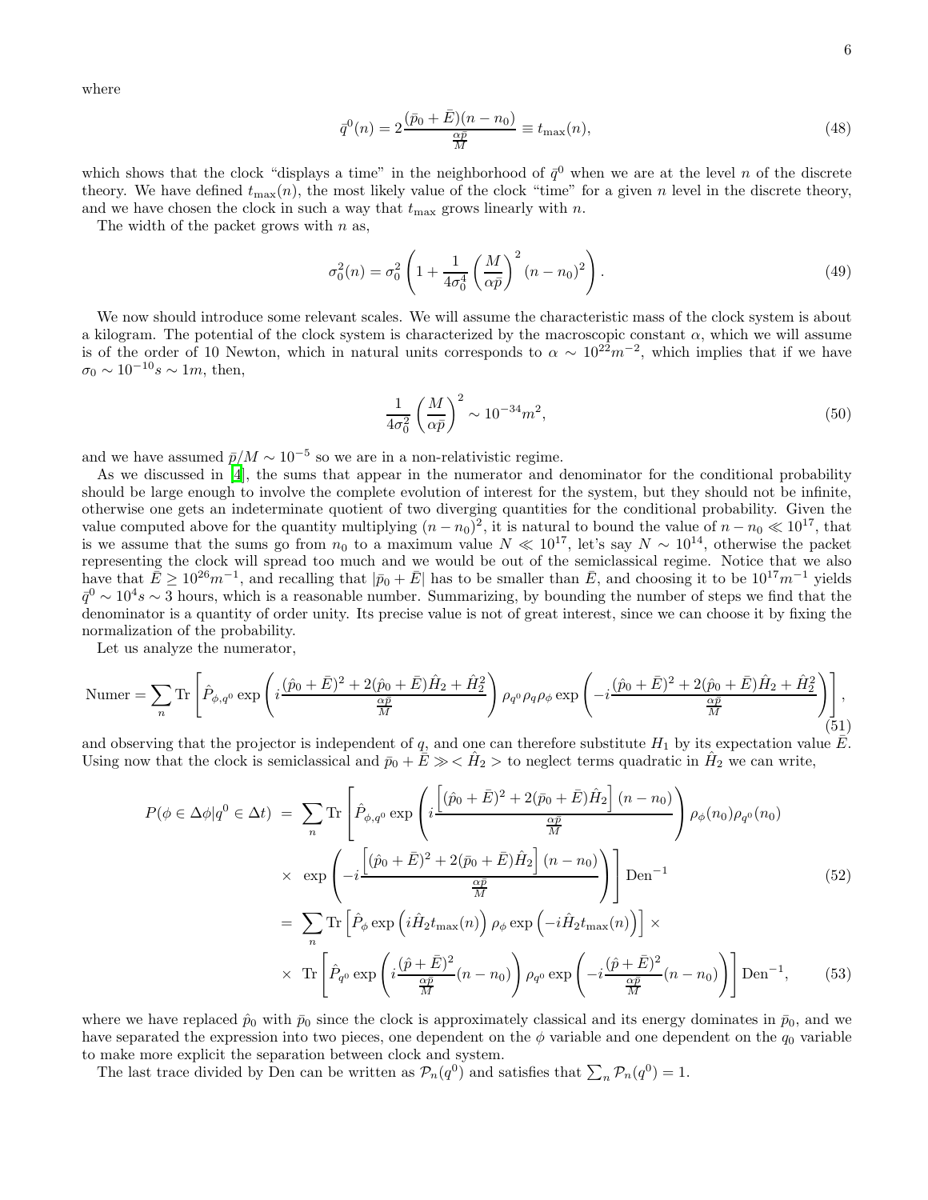where

$$\bar{q}^0(n) = 2\frac{(\bar{p}_0 + \bar{E})(n - n_0)}{\frac{\alpha\bar{p}}{M}} \equiv t_{\rm max}(n), \tag{48}$$

which shows that the clock "displays a time" in the neighborhood of $\bar{q}^0$ when we are at the level $n$ of the discrete theory. We have defined $t_{\rm max}(n)$, the most likely value of the clock "time" for a given $n$ level in the discrete theory, and we have chosen the clock in such a way that $t_{\rm max}$ grows linearly with $n$.

The width of the packet grows with $n$ as,

$$\sigma_0^2(n) = \sigma_0^2 \left(1 + \frac{1}{4\sigma_0^4}\left(\frac{M}{\alpha\bar{p}}\right)^2 (n - n_0)^2\right). \tag{49}$$

We now should introduce some relevant scales. We will assume the characteristic mass of the clock system is about a kilogram. The potential of the clock system is characterized by the macroscopic constant $\alpha$, which we will assume is of the order of 10 Newton, which in natural units corresponds to $\alpha \sim 10^{22} m^{-2}$, which implies that if we have $\sigma_0 \sim 10^{-10} s \sim 1m$, then,

$$\frac{1}{4\sigma_0^2}\left(\frac{M}{\alpha\bar{p}}\right)^2 \sim 10^{-34} m^2, \tag{50}$$

and we have assumed $\bar{p}/M \sim 10^{-5}$ so we are in a non-relativistic regime.

As we discussed in [4], the sums that appear in the numerator and denominator for the conditional probability should be large enough to involve the complete evolution of interest for the system, but they should not be infinite, otherwise one gets an indeterminate quotient of two diverging quantities for the conditional probability. Given the value computed above for the quantity multiplying $(n - n_0)^2$, it is natural to bound the value of $n - n_0 \ll 10^{17}$, that is we assume that the sums go from $n_0$ to a maximum value $N \ll 10^{17}$, let's say $N \sim 10^{14}$, otherwise the packet representing the clock will spread too much and we would be out of the semiclassical regime. Notice that we also have that $\bar{E} \geq 10^{26} m^{-1}$, and recalling that $|\bar{p}_0 + \bar{E}|$ has to be smaller than $\bar{E}$, and choosing it to be $10^{17} m^{-1}$ yields $\bar{q}^0 \sim 10^4 s \sim 3$ hours, which is a reasonable number. Summarizing, by bounding the number of steps we find that the denominator is a quantity of order unity. Its precise value is not of great interest, since we can choose it by fixing the normalization of the probability.

Let us analyze the numerator,

$$\text{Numer} = \sum_n \text{Tr}\left[\hat{P}_{\phi,q^0} \exp\left(i\frac{(\hat{p}_0 + \bar{E})^2 + 2(\hat{p}_0 + \bar{E})\hat{H}_2 + \hat{H}_2^2}{\frac{\alpha\bar{p}}{M}}\right)\rho_{q^0}\rho_q\rho_\phi \exp\left(-i\frac{(\hat{p}_0 + \bar{E})^2 + 2(\hat{p}_0 + \bar{E})\hat{H}_2 + \hat{H}_2^2}{\frac{\alpha\bar{p}}{M}}\right)\right], \tag{51}$$

and observing that the projector is independent of $q$, and one can therefore substitute $H_1$ by its expectation value $\bar{E}$. Using now that the clock is semiclassical and $\bar{p}_0 + \bar{E} \gg < \hat{H}_2 >$ to neglect terms quadratic in $\hat{H}_2$ we can write,

$$\begin{aligned}
P(\phi \in \Delta\phi | q^0 \in \Delta t) &= \sum_n \text{Tr}\left[\hat{P}_{\phi,q^0} \exp\left(i\frac{\left[(\hat{p}_0 + \bar{E})^2 + 2(\bar{p}_0 + \bar{E})\hat{H}_2\right](n - n_0)}{\frac{\alpha\bar{p}}{M}}\right)\rho_\phi(n_0)\rho_{q^0}(n_0)\right. \\
&\times \left.\exp\left(-i\frac{\left[(\hat{p}_0 + \bar{E})^2 + 2(\bar{p}_0 + \bar{E})\hat{H}_2\right](n - n_0)}{\frac{\alpha\bar{p}}{M}}\right)\right]\text{Den}^{-1} \qquad (52) \\
&= \sum_n \text{Tr}\left[\hat{P}_\phi \exp\left(i\hat{H}_2 t_{\rm max}(n)\right)\rho_\phi \exp\left(-i\hat{H}_2 t_{\rm max}(n)\right)\right] \times \\
&\times \text{Tr}\left[\hat{P}_{q^0} \exp\left(i\frac{(\hat{p} + \bar{E})^2}{\frac{\alpha\bar{p}}{M}}(n - n_0)\right)\rho_{q^0} \exp\left(-i\frac{(\hat{p} + \bar{E})^2}{\frac{\alpha\bar{p}}{M}}(n - n_0)\right)\right]\text{Den}^{-1}, \qquad (53)
\end{aligned}$$

where we have replaced $\hat{p}_0$ with $\bar{p}_0$ since the clock is approximately classical and its energy dominates in $\bar{p}_0$, and we have separated the expression into two pieces, one dependent on the $\phi$ variable and one dependent on the $q_0$ variable to make more explicit the separation between clock and system.

The last trace divided by Den can be written as $\mathcal{P}_n(q^0)$ and satisfies that $\sum_n \mathcal{P}_n(q^0) = 1$.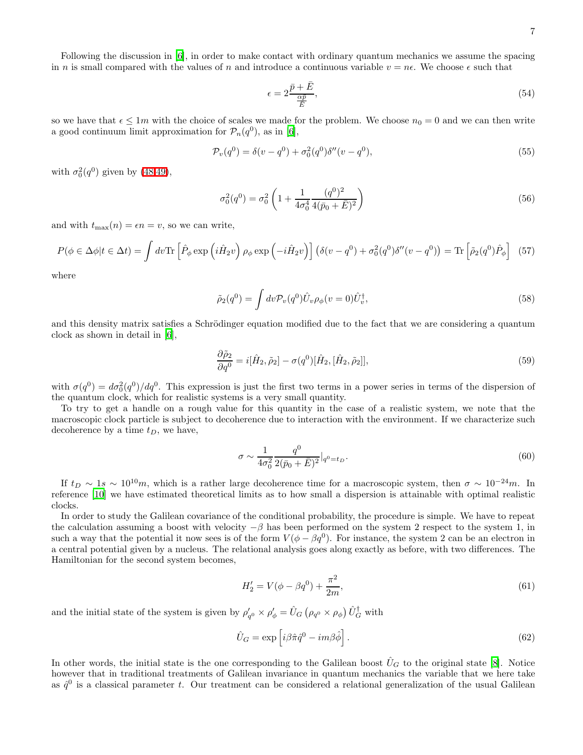Following the discussion in [6], in order to make contact with ordinary quantum mechanics we assume the spacing in $n$ is small compared with the values of $n$ and introduce a continuous variable $v = n\epsilon$. We choose $\epsilon$ such that

$$\epsilon = 2\frac{\bar{p}+\bar{E}}{\frac{\alpha\bar{p}}{\bar{E}}}, \tag{54}$$

so we have that $\epsilon \leq 1m$ with the choice of scales we made for the problem. We choose $n_0 = 0$ and we can then write a good continuum limit approximation for $\mathcal{P}_n(q^0)$, as in [6],

$$\mathcal{P}_v(q^0) = \delta(v - q^0) + \sigma_0^2(q^0)\delta''(v - q^0), \tag{55}$$

with $\sigma_0^2(q^0)$ given by (48,49),

$$\sigma_0^2(q^0) = \sigma_0^2\left(1 + \frac{1}{4\sigma_0^4}\frac{(q^0)^2}{4(\bar{p}_0+\bar{E})^2}\right) \tag{56}$$

and with $t_{\rm max}(n) = \epsilon n = v$, so we can write,

$$P(\phi \in \Delta\phi | t \in \Delta t) = \int dv {\rm Tr}\left[\hat{P}_\phi \exp\left(i\hat{H}_2 v\right)\rho_\phi \exp\left(-i\hat{H}_2 v\right)\right]\left(\delta(v-q^0) + \sigma_0^2(q^0)\delta''(v-q^0)\right) = {\rm Tr}\left[\tilde{\rho}_2(q^0)\hat{P}_\phi\right] \tag{57}$$

where

$$\tilde{\rho}_2(q^0) = \int dv \mathcal{P}_v(q^0)\hat{U}_v\rho_\phi(v=0)\hat{U}_v^\dagger, \tag{58}$$

and this density matrix satisfies a Schrödinger equation modified due to the fact that we are considering a quantum clock as shown in detail in [6],

$$\frac{\partial\tilde{\rho}_2}{\partial q^0} = i[\hat{H}_2, \tilde{\rho}_2] - \sigma(q^0)[\hat{H}_2, [\hat{H}_2, \tilde{\rho}_2]], \tag{59}$$

with $\sigma(q^0) = d\sigma_0^2(q^0)/dq^0$. This expression is just the first two terms in a power series in terms of the dispersion of the quantum clock, which for realistic systems is a very small quantity.

To try to get a handle on a rough value for this quantity in the case of a realistic system, we note that the macroscopic clock particle is subject to decoherence due to interaction with the environment. If we characterize such decoherence by a time $t_D$, we have,

$$\sigma \sim \frac{1}{4\sigma_0^2}\frac{q^0}{2(\bar{p}_0+\bar{E})^2}|_{q^0=t_D}. \tag{60}$$

If $t_D \sim 1s \sim 10^{10}m$, which is a rather large decoherence time for a macroscopic system, then $\sigma \sim 10^{-24}m$. In reference [10] we have estimated theoretical limits as to how small a dispersion is attainable with optimal realistic clocks.

In order to study the Galilean covariance of the conditional probability, the procedure is simple. We have to repeat the calculation assuming a boost with velocity $-\beta$ has been performed on the system 2 respect to the system 1, in such a way that the potential it now sees is of the form $V(\phi - \beta q^0)$. For instance, the system 2 can be an electron in a central potential given by a nucleus. The relational analysis goes along exactly as before, with two differences. The Hamiltonian for the second system becomes,

$$H_2' = V(\phi - \beta q^0) + \frac{\pi^2}{2m}, \tag{61}$$

and the initial state of the system is given by $\rho'_{q^0} \times \rho'_\phi = \hat{U}_G\left(\rho_{q^0} \times \rho_\phi\right)\hat{U}_G^\dagger$ with

$$\hat{U}_G = \exp\left[i\beta\hat{\pi}\hat{q}^0 - im\beta\hat{\phi}\right]. \tag{62}$$

In other words, the initial state is the one corresponding to the Galilean boost $\hat{U}_G$ to the original state [8]. Notice however that in traditional treatments of Galilean invariance in quantum mechanics the variable that we here take as $\hat{q}^0$ is a classical parameter $t$. Our treatment can be considered a relational generalization of the usual Galilean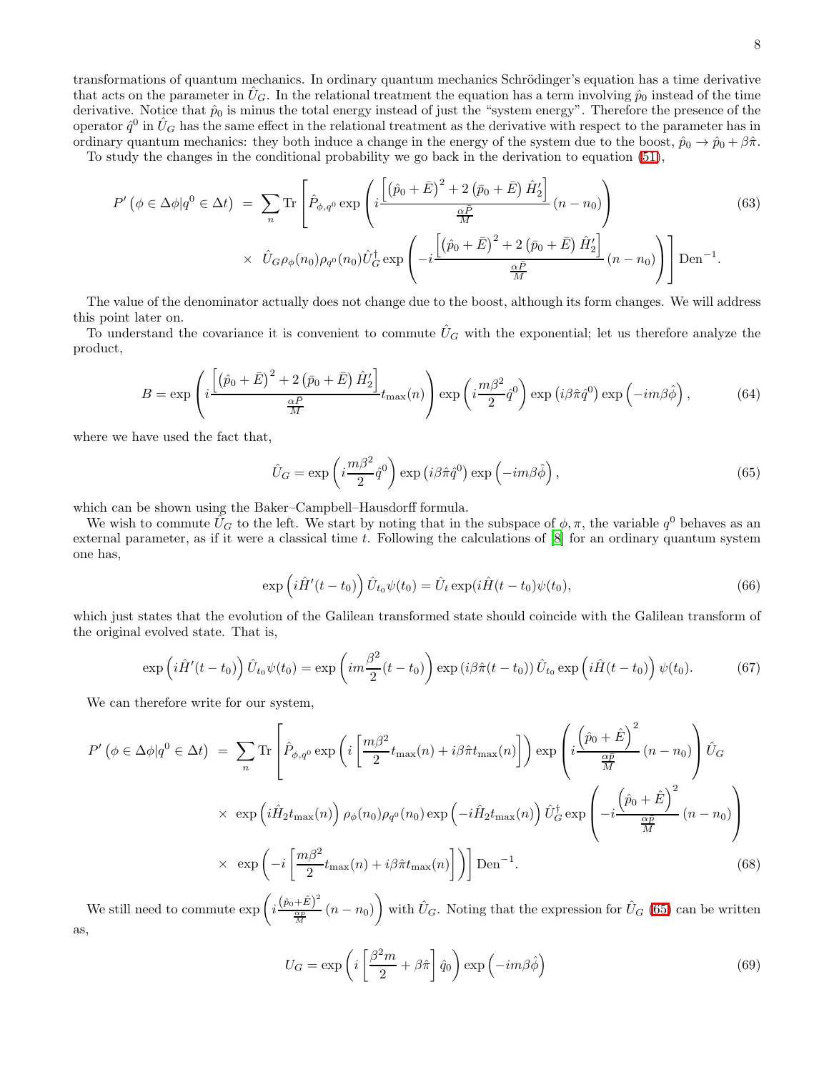transformations of quantum mechanics. In ordinary quantum mechanics Schrödinger's equation has a time derivative that acts on the parameter in $\hat{U}_G$. In the relational treatment the equation has a term involving $\hat{p}_0$ instead of the time derivative. Notice that $\hat{p}_0$ is minus the total energy instead of just the "system energy". Therefore the presence of the operator $\hat{q}^0$ in $\hat{U}_G$ has the same effect in the relational treatment as the derivative with respect to the parameter has in ordinary quantum mechanics: they both induce a change in the energy of the system due to the boost, $\hat{p}_0 \to \hat{p}_0 + \beta\hat{\pi}$.

To study the changes in the conditional probability we go back in the derivation to equation (51),

$$
\begin{aligned}
P'\left(\phi \in \Delta\phi | q^0 \in \Delta t\right) \;=\; & \sum_n \mathrm{Tr}\left[\hat{P}_{\phi,q^0} \exp\left( i\frac{\left[\left(\hat{p}_0+\bar{E}\right)^2 + 2\left(\bar{p}_0+\bar{E}\right)\hat{H}_2'\right]}{\frac{\alpha\bar{P}}{M}}\left(n-n_0\right)\right)\right. \\
& \left.\times\; \hat{U}_G \rho_\phi(n_0)\rho_{q^0}(n_0)\hat{U}_G^\dagger \exp\left(-i\frac{\left[\left(\hat{p}_0+\bar{E}\right)^2 + 2\left(\bar{p}_0+\bar{E}\right)\hat{H}_2'\right]}{\frac{\alpha\bar{P}}{M}}\left(n-n_0\right)\right)\right]\mathrm{Den}^{-1}.
\end{aligned}
\tag{63}
$$

The value of the denominator actually does not change due to the boost, although its form changes. We will address this point later on.

To understand the covariance it is convenient to commute $\hat{U}_G$ with the exponential; let us therefore analyze the product,

$$
B = \exp\left( i\frac{\left[\left(\hat{p}_0+\bar{E}\right)^2 + 2\left(\bar{p}_0+\bar{E}\right)\hat{H}_2'\right]}{\frac{\alpha\bar{P}}{M}} t_{\max}(n)\right) \exp\left(i\frac{m\beta^2}{2}\hat{q}^0\right)\exp\left(i\beta\hat{\pi}\hat{q}^0\right)\exp\left(-im\beta\hat{\phi}\right),
\tag{64}
$$

where we have used the fact that,

$$
\hat{U}_G = \exp\left(i\frac{m\beta^2}{2}\hat{q}^0\right)\exp\left(i\beta\hat{\pi}\hat{q}^0\right)\exp\left(-im\beta\hat{\phi}\right),
\tag{65}
$$

which can be shown using the Baker–Campbell–Hausdorff formula.

We wish to commute $\hat{U}_G$ to the left. We start by noting that in the subspace of $\phi,\pi$, the variable $q^0$ behaves as an external parameter, as if it were a classical time $t$. Following the calculations of [8] for an ordinary quantum system one has,

$$
\exp\left(i\hat{H}'(t-t_0)\right)\hat{U}_{t_0}\psi(t_0) = \hat{U}_t \exp(i\hat{H}(t-t_0)\psi(t_0),
\tag{66}
$$

which just states that the evolution of the Galilean transformed state should coincide with the Galilean transform of the original evolved state. That is,

$$
\exp\left(i\hat{H}'(t-t_0)\right)\hat{U}_{t_0}\psi(t_0) = \exp\left(im\frac{\beta^2}{2}(t-t_0)\right)\exp\left(i\beta\hat{\pi}(t-t_0)\right)\hat{U}_{t_0}\exp\left(i\hat{H}(t-t_0)\right)\psi(t_0).
\tag{67}
$$

We can therefore write for our system,

$$
\begin{aligned}
P'\left(\phi \in \Delta\phi | q^0 \in \Delta t\right) \;=\; & \sum_n \mathrm{Tr}\left[\hat{P}_{\phi,q^0}\exp\left(i\left[\frac{m\beta^2}{2}t_{\max}(n) + i\beta\hat{\pi}t_{\max}(n)\right]\right)\exp\left(i\frac{\left(\hat{p}_0+\hat{E}\right)^2}{\frac{\alpha\bar{p}}{M}}\left(n-n_0\right)\right)\hat{U}_G\right. \\
& \times\; \exp\left(i\hat{H}_2 t_{\max}(n)\right)\rho_\phi(n_0)\rho_{q^0}(n_0)\exp\left(-i\hat{H}_2 t_{\max}(n)\right)\hat{U}_G^\dagger \exp\left(-i\frac{\left(\hat{p}_0+\hat{E}\right)^2}{\frac{\alpha\bar{p}}{M}}\left(n-n_0\right)\right) \\
& \left.\times\; \exp\left(-i\left[\frac{m\beta^2}{2}t_{\max}(n) + i\beta\hat{\pi}t_{\max}(n)\right]\right)\right]\mathrm{Den}^{-1}.
\end{aligned}
\tag{68}
$$

We still need to commute $\exp\left(i\frac{\left(\hat{p}_0+\hat{E}\right)^2}{\frac{\alpha p}{M}}\left(n-n_0\right)\right)$ with $\hat{U}_G$. Noting that the expression for $\hat{U}_G$ (65) can be written as,

$$
U_G = \exp\left(i\left[\frac{\beta^2 m}{2} + \beta\hat{\pi}\right]\hat{q}_0\right)\exp\left(-im\beta\hat{\phi}\right)
\tag{69}
$$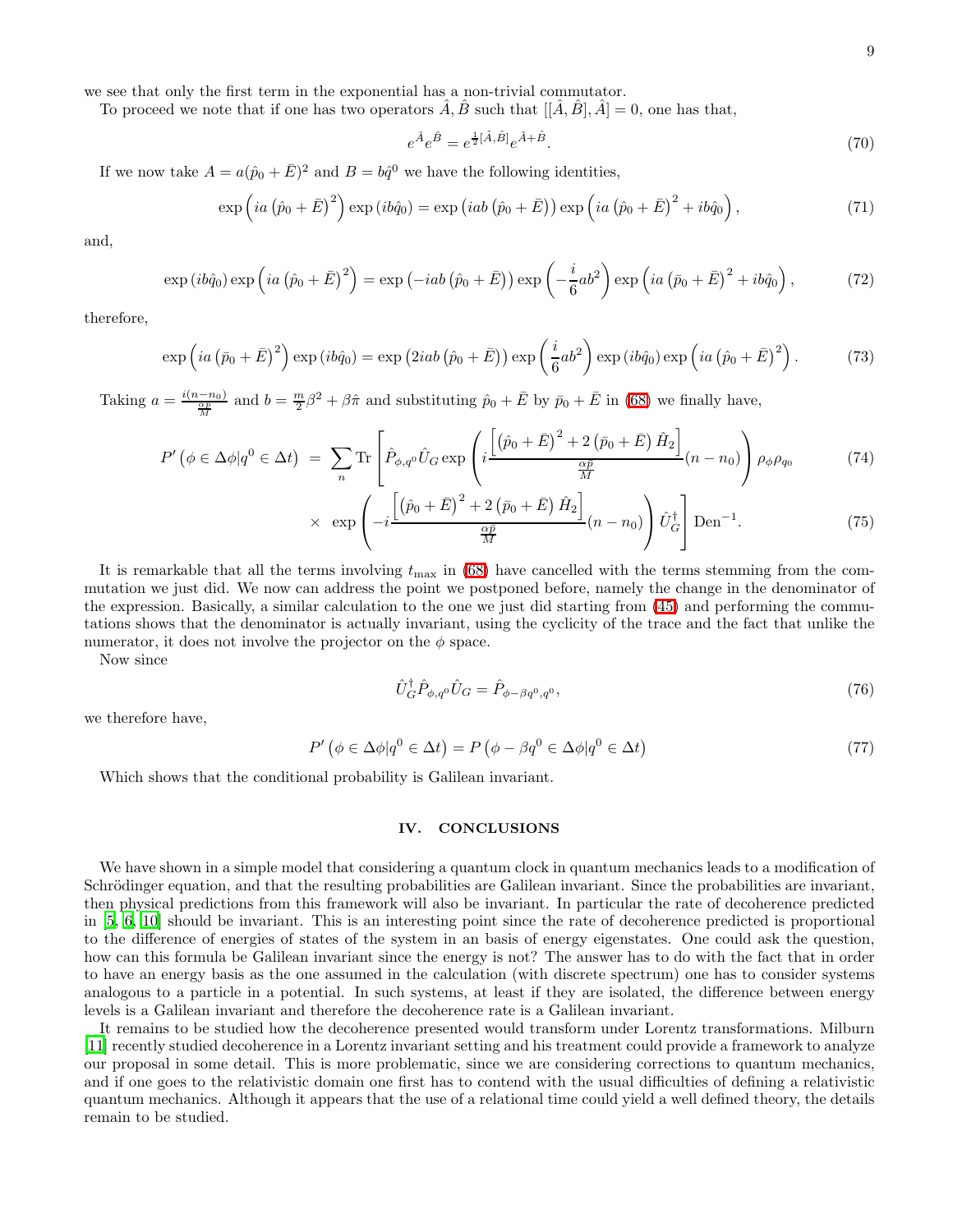we see that only the first term in the exponential has a non-trivial commutator.

To proceed we note that if one has two operators $\hat{A}, \hat{B}$ such that $[[\hat{A}, \hat{B}], \hat{A}] = 0$, one has that,

$$e^{\hat{A}} e^{\hat{B}} = e^{\frac{1}{2}[\hat{A}, \hat{B}]} e^{\hat{A}+\hat{B}}. \tag{70}$$

If we now take $A = a(\hat{p}_0 + \bar{E})^2$ and $B = b\hat{q}^0$ we have the following identities,

$$\exp\left(ia\left(\hat{p}_0 + \bar{E}\right)^2\right)\exp\left(ib\hat{q}_0\right) = \exp\left(iab\left(\hat{p}_0 + \bar{E}\right)\right)\exp\left(ia\left(\hat{p}_0 + \bar{E}\right)^2 + ib\hat{q}_0\right), \tag{71}$$

and,

$$\exp\left(ib\hat{q}_0\right)\exp\left(ia\left(\hat{p}_0 + \bar{E}\right)^2\right) = \exp\left(-iab\left(\hat{p}_0 + \bar{E}\right)\right)\exp\left(-\frac{i}{6}ab^2\right)\exp\left(ia\left(\bar{p}_0 + \bar{E}\right)^2 + ib\hat{q}_0\right), \tag{72}$$

therefore,

$$\exp\left(ia\left(\bar{p}_0 + \bar{E}\right)^2\right)\exp\left(ib\hat{q}_0\right) = \exp\left(2iab\left(\hat{p}_0 + \bar{E}\right)\right)\exp\left(\frac{i}{6}ab^2\right)\exp\left(ib\hat{q}_0\right)\exp\left(ia\left(\hat{p}_0 + \bar{E}\right)^2\right). \tag{73}$$

Taking $a = \frac{i(n-n_0)}{\frac{\alpha\bar{p}}{M}}$ and $b = \frac{m}{2}\beta^2 + \beta\hat{\pi}$ and substituting $\hat{p}_0 + \bar{E}$ by $\bar{p}_0 + \bar{E}$ in (68) we finally have,

$$P'\left(\phi \in \Delta\phi | q^0 \in \Delta t\right) = \sum_n \mathrm{Tr}\left[\hat{P}_{\phi,q^0}\hat{U}_G \exp\left(i\frac{\left[\left(\hat{p}_0 + \bar{E}\right)^2 + 2\left(\bar{p}_0 + \bar{E}\right)\hat{H}_2\right]}{\frac{\alpha\bar{p}}{M}}(n-n_0)\right)\rho_\phi\rho_{q_0}\right. \tag{74}$$

$$\left.\times\ \exp\left(-i\frac{\left[\left(\hat{p}_0 + \bar{E}\right)^2 + 2\left(\bar{p}_0 + \bar{E}\right)\hat{H}_2\right]}{\frac{\alpha\bar{p}}{M}}(n-n_0)\right)\hat{U}_G^\dagger\right]\mathrm{Den}^{-1}. \tag{75}$$

It is remarkable that all the terms involving $t_{\max}$ in (68) have cancelled with the terms stemming from the commutation we just did. We now can address the point we postponed before, namely the change in the denominator of the expression. Basically, a similar calculation to the one we just did starting from (45) and performing the commutations shows that the denominator is actually invariant, using the cyclicity of the trace and the fact that unlike the numerator, it does not involve the projector on the $\phi$ space.

Now since

$$\hat{U}_G^\dagger\hat{P}_{\phi,q^0}\hat{U}_G = \hat{P}_{\phi-\beta q^0,q^0}, \tag{76}$$

we therefore have,

$$P'\left(\phi \in \Delta\phi | q^0 \in \Delta t\right) = P\left(\phi - \beta q^0 \in \Delta\phi | q^0 \in \Delta t\right) \tag{77}$$

Which shows that the conditional probability is Galilean invariant.

## IV. CONCLUSIONS

We have shown in a simple model that considering a quantum clock in quantum mechanics leads to a modification of Schrödinger equation, and that the resulting probabilities are Galilean invariant. Since the probabilities are invariant, then physical predictions from this framework will also be invariant. In particular the rate of decoherence predicted in [5, 6, 10] should be invariant. This is an interesting point since the rate of decoherence predicted is proportional to the difference of energies of states of the system in an basis of energy eigenstates. One could ask the question, how can this formula be Galilean invariant since the energy is not? The answer has to do with the fact that in order to have an energy basis as the one assumed in the calculation (with discrete spectrum) one has to consider systems analogous to a particle in a potential. In such systems, at least if they are isolated, the difference between energy levels is a Galilean invariant and therefore the decoherence rate is a Galilean invariant.

It remains to be studied how the decoherence presented would transform under Lorentz transformations. Milburn [11] recently studied decoherence in a Lorentz invariant setting and his treatment could provide a framework to analyze our proposal in some detail. This is more problematic, since we are considering corrections to quantum mechanics, and if one goes to the relativistic domain one first has to contend with the usual difficulties of defining a relativistic quantum mechanics. Although it appears that the use of a relational time could yield a well defined theory, the details remain to be studied.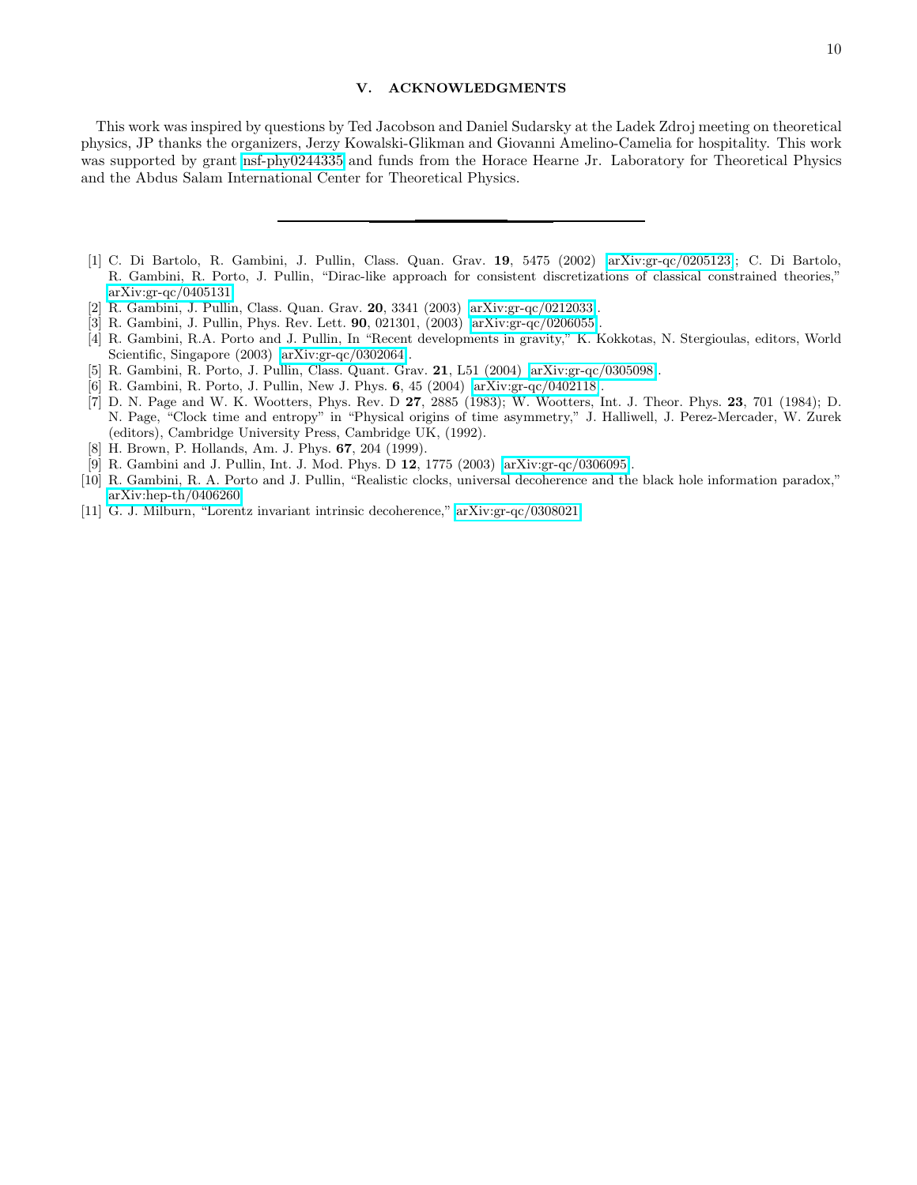## V. ACKNOWLEDGMENTS

This work was inspired by questions by Ted Jacobson and Daniel Sudarsky at the Ladek Zdroj meeting on theoretical physics, JP thanks the organizers, Jerzy Kowalski-Glikman and Giovanni Amelino-Camelia for hospitality. This work was supported by grant nsf-phy0244335 and funds from the Horace Hearne Jr. Laboratory for Theoretical Physics and the Abdus Salam International Center for Theoretical Physics.

---

[1] C. Di Bartolo, R. Gambini, J. Pullin, Class. Quan. Grav. **19**, 5475 (2002) arXiv:gr-qc/0205123; C. Di Bartolo, R. Gambini, R. Porto, J. Pullin, "Dirac-like approach for consistent discretizations of classical constrained theories," arXiv:gr-qc/0405131

[2] R. Gambini, J. Pullin, Class. Quan. Grav. **20**, 3341 (2003) arXiv:gr-qc/0212033.

[3] R. Gambini, J. Pullin, Phys. Rev. Lett. **90**, 021301, (2003) arXiv:gr-qc/0206055.

[4] R. Gambini, R.A. Porto and J. Pullin, In "Recent developments in gravity," K. Kokkotas, N. Stergioulas, editors, World Scientific, Singapore (2003) arXiv:gr-qc/0302064.

[5] R. Gambini, R. Porto, J. Pullin, Class. Quant. Grav. **21**, L51 (2004) arXiv:gr-qc/0305098.

[6] R. Gambini, R. Porto, J. Pullin, New J. Phys. **6**, 45 (2004) arXiv:gr-qc/0402118.

[7] D. N. Page and W. K. Wootters, Phys. Rev. D **27**, 2885 (1983); W. Wootters, Int. J. Theor. Phys. **23**, 701 (1984); D. N. Page, "Clock time and entropy" in "Physical origins of time asymmetry," J. Halliwell, J. Perez-Mercader, W. Zurek (editors), Cambridge University Press, Cambridge UK, (1992).

[8] H. Brown, P. Hollands, Am. J. Phys. **67**, 204 (1999).

[9] R. Gambini and J. Pullin, Int. J. Mod. Phys. D **12**, 1775 (2003) arXiv:gr-qc/0306095.

[10] R. Gambini, R. A. Porto and J. Pullin, "Realistic clocks, universal decoherence and the black hole information paradox," arXiv:hep-th/0406260

[11] G. J. Milburn, "Lorentz invariant intrinsic decoherence," arXiv:gr-qc/0308021